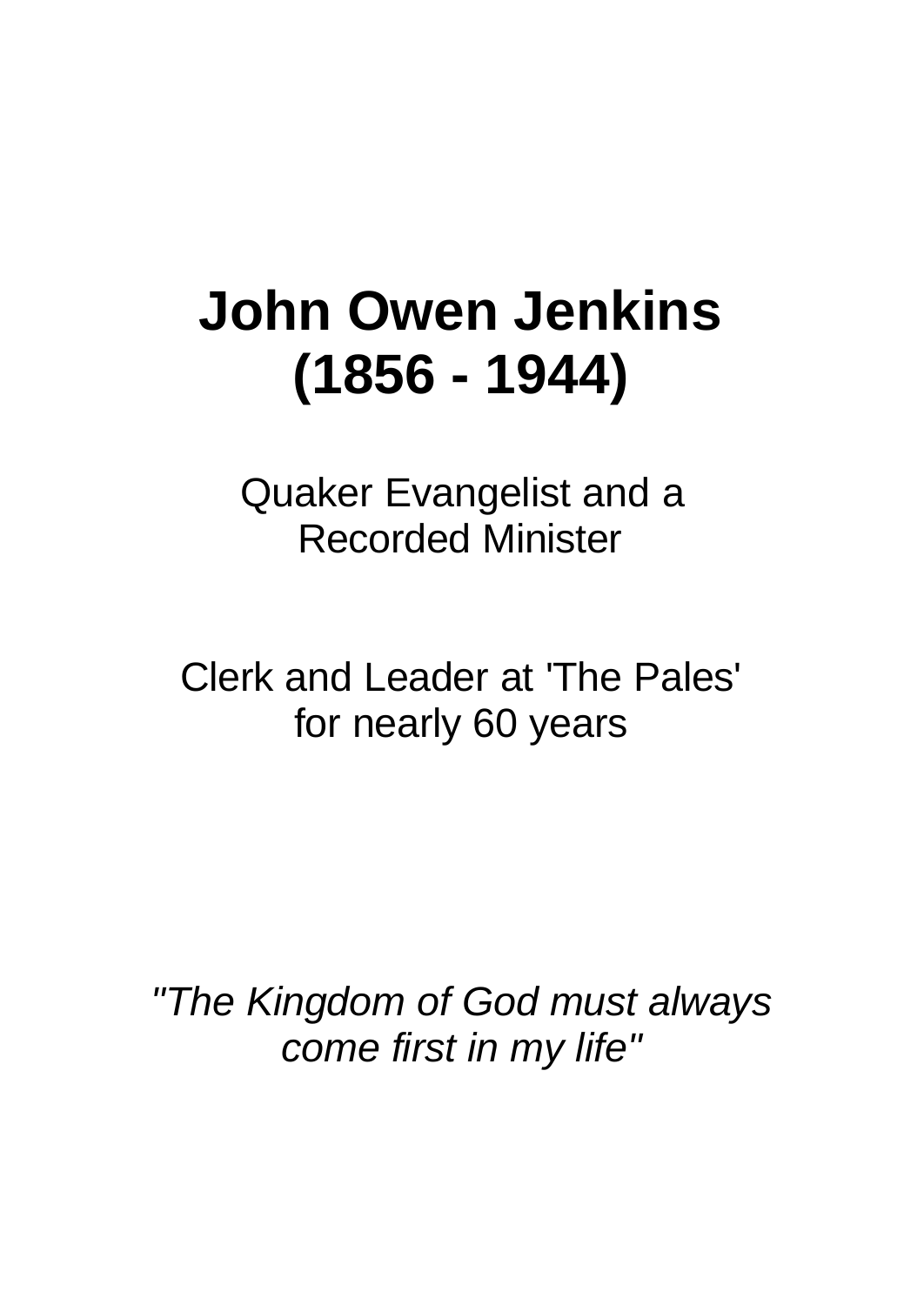# John Owen Jenkins
# (1856 - 1944)

Quaker Evangelist and a
Recorded Minister

Clerk and Leader at 'The Pales'
for nearly 60 years

*"The Kingdom of God must always come first in my life"*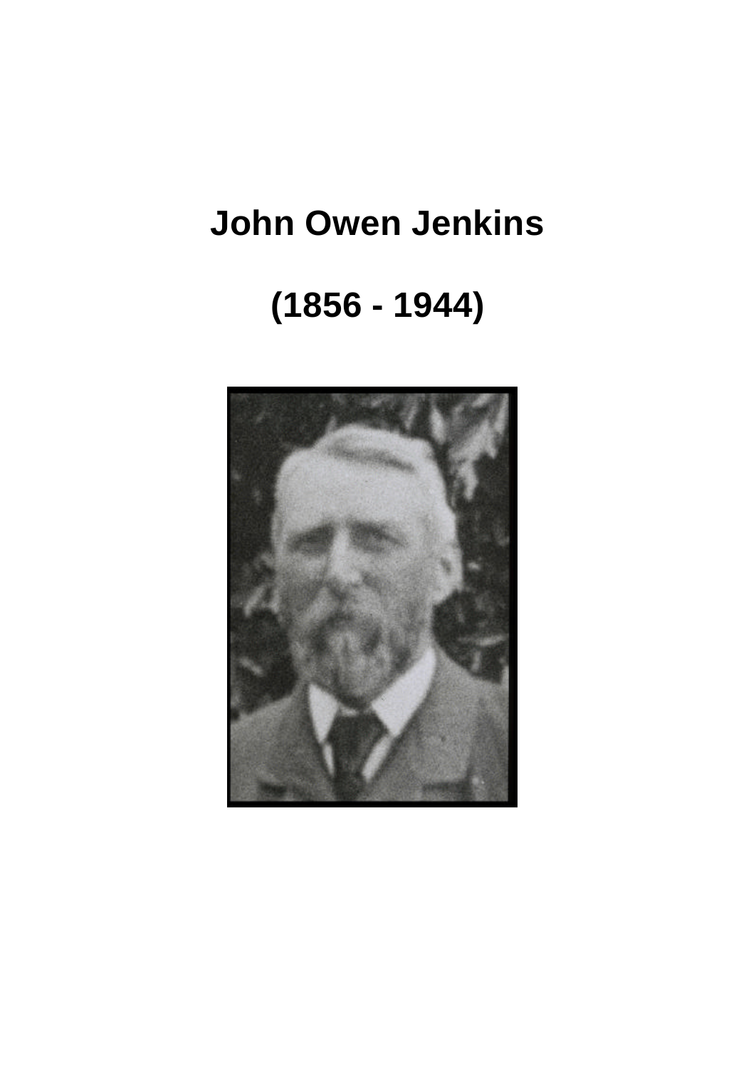# John Owen Jenkins

# (1856 - 1944)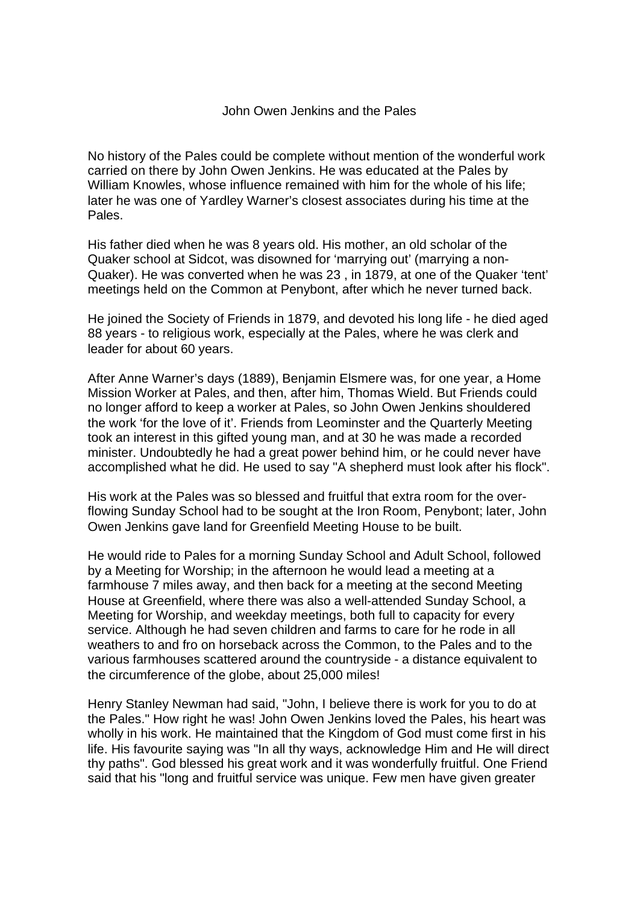# John Owen Jenkins and the Pales

No history of the Pales could be complete without mention of the wonderful work carried on there by John Owen Jenkins. He was educated at the Pales by William Knowles, whose influence remained with him for the whole of his life; later he was one of Yardley Warner's closest associates during his time at the Pales.

His father died when he was 8 years old. His mother, an old scholar of the Quaker school at Sidcot, was disowned for 'marrying out' (marrying a non-Quaker). He was converted when he was 23 , in 1879, at one of the Quaker 'tent' meetings held on the Common at Penybont, after which he never turned back.

He joined the Society of Friends in 1879, and devoted his long life - he died aged 88 years - to religious work, especially at the Pales, where he was clerk and leader for about 60 years.

After Anne Warner's days (1889), Benjamin Elsmere was, for one year, a Home Mission Worker at Pales, and then, after him, Thomas Wield. But Friends could no longer afford to keep a worker at Pales, so John Owen Jenkins shouldered the work 'for the love of it'. Friends from Leominster and the Quarterly Meeting took an interest in this gifted young man, and at 30 he was made a recorded minister. Undoubtedly he had a great power behind him, or he could never have accomplished what he did. He used to say "A shepherd must look after his flock".

His work at the Pales was so blessed and fruitful that extra room for the over-flowing Sunday School had to be sought at the Iron Room, Penybont; later, John Owen Jenkins gave land for Greenfield Meeting House to be built.

He would ride to Pales for a morning Sunday School and Adult School, followed by a Meeting for Worship; in the afternoon he would lead a meeting at a farmhouse 7 miles away, and then back for a meeting at the second Meeting House at Greenfield, where there was also a well-attended Sunday School, a Meeting for Worship, and weekday meetings, both full to capacity for every service. Although he had seven children and farms to care for he rode in all weathers to and fro on horseback across the Common, to the Pales and to the various farmhouses scattered around the countryside - a distance equivalent to the circumference of the globe, about 25,000 miles!

Henry Stanley Newman had said, "John, I believe there is work for you to do at the Pales." How right he was! John Owen Jenkins loved the Pales, his heart was wholly in his work. He maintained that the Kingdom of God must come first in his life. His favourite saying was "In all thy ways, acknowledge Him and He will direct thy paths". God blessed his great work and it was wonderfully fruitful. One Friend said that his "long and fruitful service was unique. Few men have given greater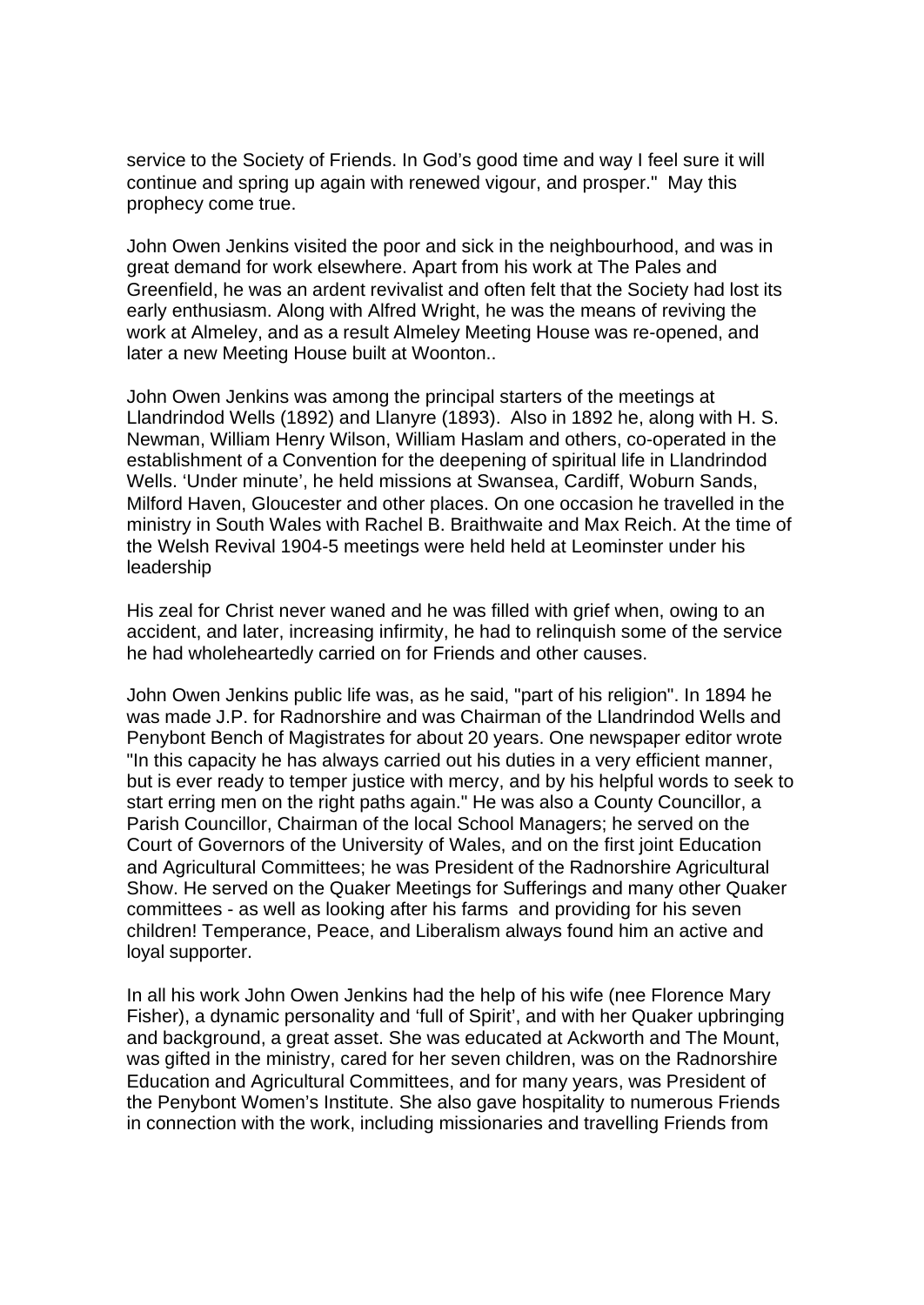service to the Society of Friends. In God's good time and way I feel sure it will continue and spring up again with renewed vigour, and prosper." May this prophecy come true.

John Owen Jenkins visited the poor and sick in the neighbourhood, and was in great demand for work elsewhere. Apart from his work at The Pales and Greenfield, he was an ardent revivalist and often felt that the Society had lost its early enthusiasm. Along with Alfred Wright, he was the means of reviving the work at Almeley, and as a result Almeley Meeting House was re-opened, and later a new Meeting House built at Woonton..

John Owen Jenkins was among the principal starters of the meetings at Llandrindod Wells (1892) and Llanyre (1893). Also in 1892 he, along with H. S. Newman, William Henry Wilson, William Haslam and others, co-operated in the establishment of a Convention for the deepening of spiritual life in Llandrindod Wells. 'Under minute', he held missions at Swansea, Cardiff, Woburn Sands, Milford Haven, Gloucester and other places. On one occasion he travelled in the ministry in South Wales with Rachel B. Braithwaite and Max Reich. At the time of the Welsh Revival 1904-5 meetings were held held at Leominster under his leadership

His zeal for Christ never waned and he was filled with grief when, owing to an accident, and later, increasing infirmity, he had to relinquish some of the service he had wholeheartedly carried on for Friends and other causes.

John Owen Jenkins public life was, as he said, "part of his religion". In 1894 he was made J.P. for Radnorshire and was Chairman of the Llandrindod Wells and Penybont Bench of Magistrates for about 20 years. One newspaper editor wrote "In this capacity he has always carried out his duties in a very efficient manner, but is ever ready to temper justice with mercy, and by his helpful words to seek to start erring men on the right paths again." He was also a County Councillor, a Parish Councillor, Chairman of the local School Managers; he served on the Court of Governors of the University of Wales, and on the first joint Education and Agricultural Committees; he was President of the Radnorshire Agricultural Show. He served on the Quaker Meetings for Sufferings and many other Quaker committees - as well as looking after his farms and providing for his seven children! Temperance, Peace, and Liberalism always found him an active and loyal supporter.

In all his work John Owen Jenkins had the help of his wife (nee Florence Mary Fisher), a dynamic personality and 'full of Spirit', and with her Quaker upbringing and background, a great asset. She was educated at Ackworth and The Mount, was gifted in the ministry, cared for her seven children, was on the Radnorshire Education and Agricultural Committees, and for many years, was President of the Penybont Women's Institute. She also gave hospitality to numerous Friends in connection with the work, including missionaries and travelling Friends from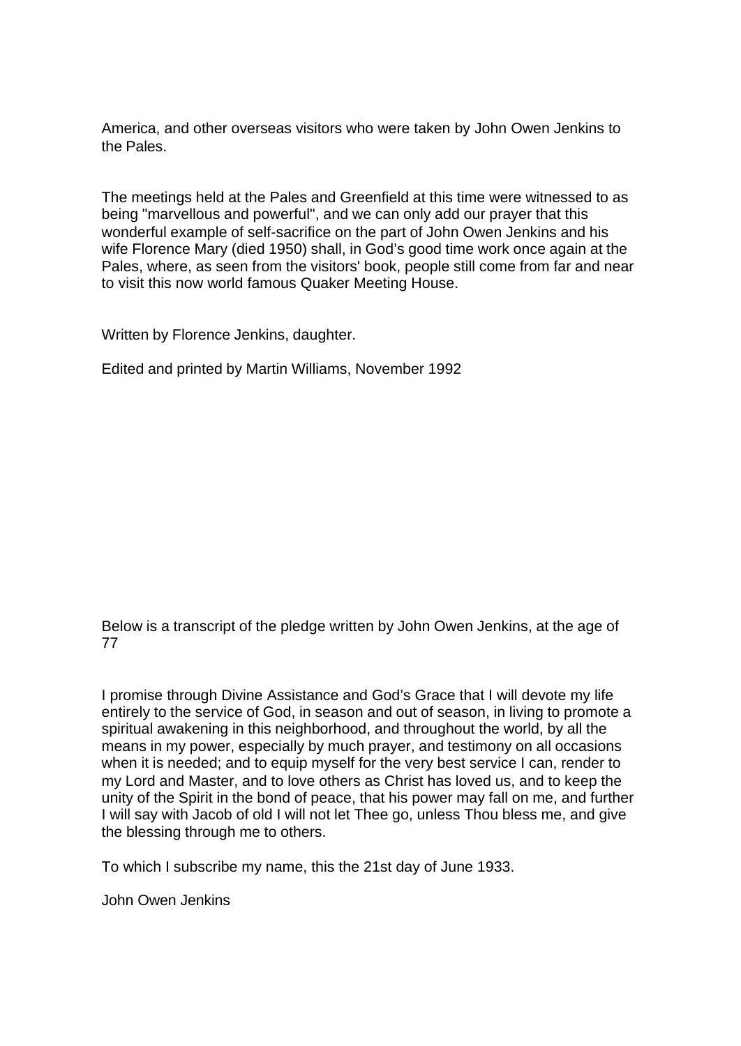America, and other overseas visitors who were taken by John Owen Jenkins to the Pales.

The meetings held at the Pales and Greenfield at this time were witnessed to as being "marvellous and powerful", and we can only add our prayer that this wonderful example of self-sacrifice on the part of John Owen Jenkins and his wife Florence Mary (died 1950) shall, in God's good time work once again at the Pales, where, as seen from the visitors' book, people still come from far and near to visit this now world famous Quaker Meeting House.

Written by Florence Jenkins, daughter.

Edited and printed by Martin Williams, November 1992

Below is a transcript of the pledge written by John Owen Jenkins, at the age of 77

I promise through Divine Assistance and God's Grace that I will devote my life entirely to the service of God, in season and out of season, in living to promote a spiritual awakening in this neighborhood, and throughout the world, by all the means in my power, especially by much prayer, and testimony on all occasions when it is needed; and to equip myself for the very best service I can, render to my Lord and Master, and to love others as Christ has loved us, and to keep the unity of the Spirit in the bond of peace, that his power may fall on me, and further I will say with Jacob of old I will not let Thee go, unless Thou bless me, and give the blessing through me to others.

To which I subscribe my name, this the 21st day of June 1933.

John Owen Jenkins